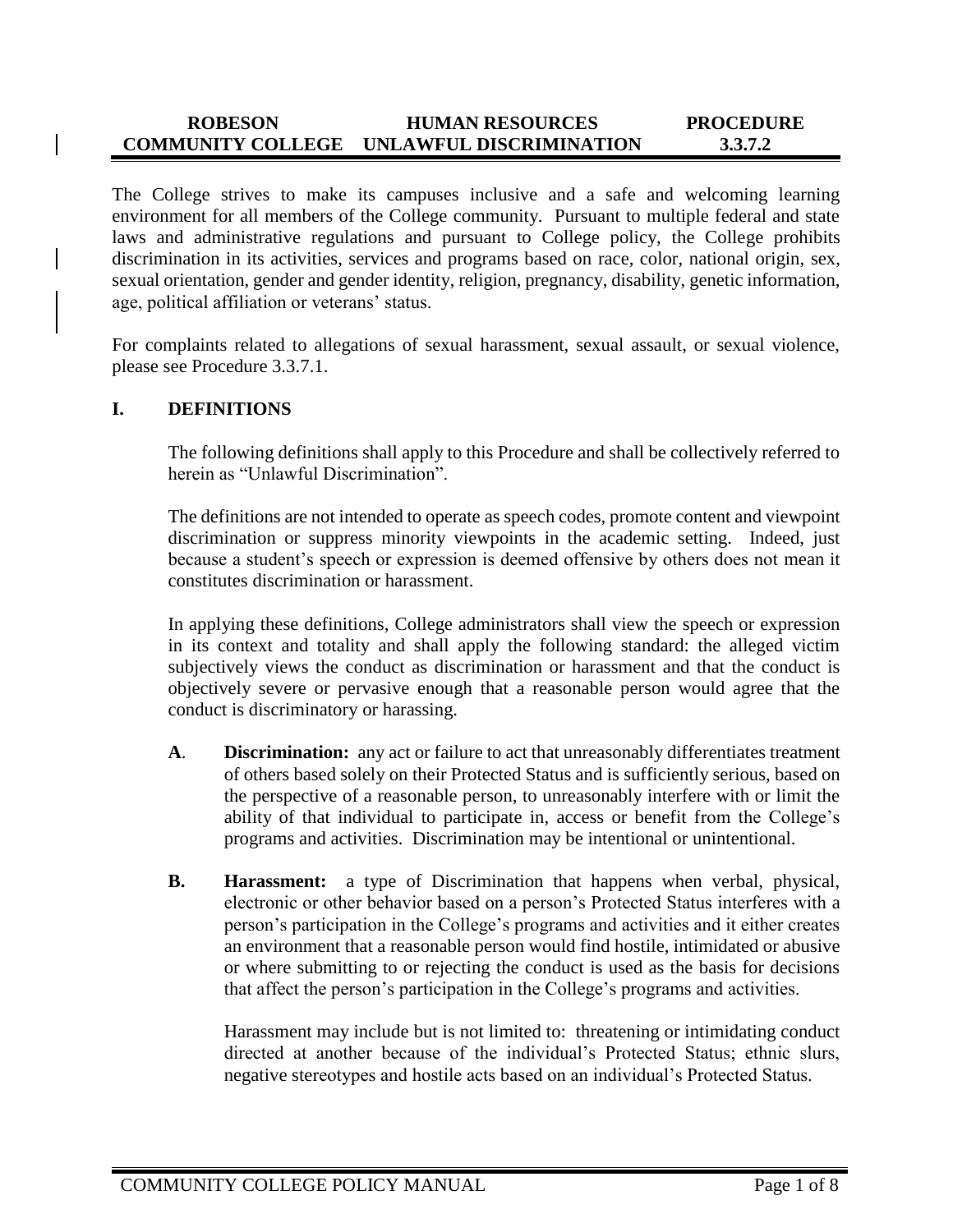| ROBESON COMMUNITY COLLEGE | HUMAN RESOURCES UNLAWFUL DISCRIMINATION | PROCEDURE 3.3.7.2 |
| --- | --- | --- |

The College strives to make its campuses inclusive and a safe and welcoming learning environment for all members of the College community. Pursuant to multiple federal and state laws and administrative regulations and pursuant to College policy, the College prohibits discrimination in its activities, services and programs based on race, color, national origin, sex, sexual orientation, gender and gender identity, religion, pregnancy, disability, genetic information, age, political affiliation or veterans' status.

For complaints related to allegations of sexual harassment, sexual assault, or sexual violence, please see Procedure 3.3.7.1.

## I. DEFINITIONS

The following definitions shall apply to this Procedure and shall be collectively referred to herein as "Unlawful Discrimination".

The definitions are not intended to operate as speech codes, promote content and viewpoint discrimination or suppress minority viewpoints in the academic setting. Indeed, just because a student's speech or expression is deemed offensive by others does not mean it constitutes discrimination or harassment.

In applying these definitions, College administrators shall view the speech or expression in its context and totality and shall apply the following standard: the alleged victim subjectively views the conduct as discrimination or harassment and that the conduct is objectively severe or pervasive enough that a reasonable person would agree that the conduct is discriminatory or harassing.

**A**. **Discrimination:** any act or failure to act that unreasonably differentiates treatment of others based solely on their Protected Status and is sufficiently serious, based on the perspective of a reasonable person, to unreasonably interfere with or limit the ability of that individual to participate in, access or benefit from the College's programs and activities. Discrimination may be intentional or unintentional.

**B. Harassment:** a type of Discrimination that happens when verbal, physical, electronic or other behavior based on a person's Protected Status interferes with a person's participation in the College's programs and activities and it either creates an environment that a reasonable person would find hostile, intimidated or abusive or where submitting to or rejecting the conduct is used as the basis for decisions that affect the person's participation in the College's programs and activities.

Harassment may include but is not limited to: threatening or intimidating conduct directed at another because of the individual's Protected Status; ethnic slurs, negative stereotypes and hostile acts based on an individual's Protected Status.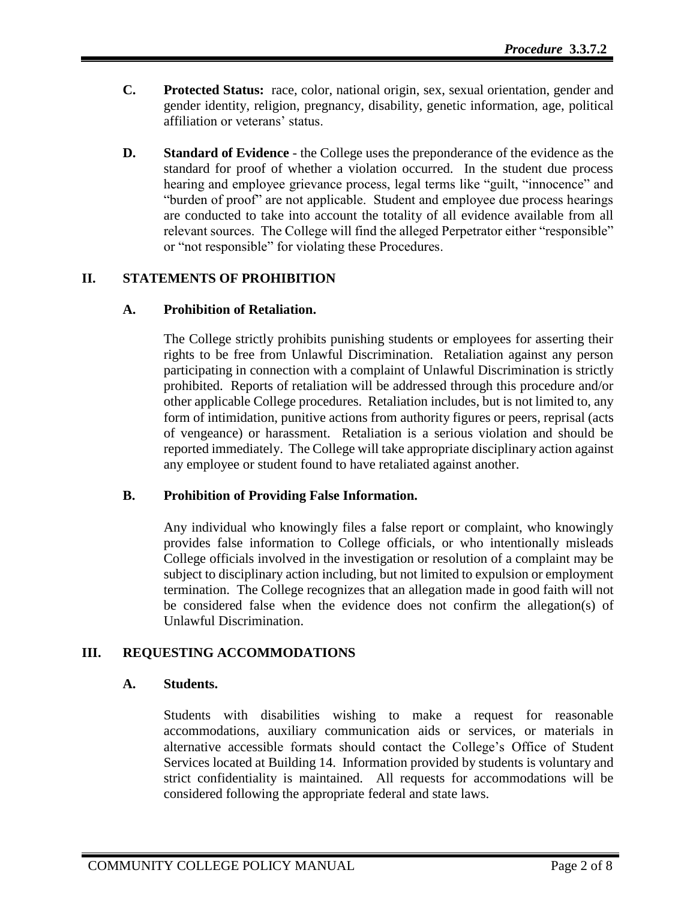**C. Protected Status:** race, color, national origin, sex, sexual orientation, gender and gender identity, religion, pregnancy, disability, genetic information, age, political affiliation or veterans' status.

**D. Standard of Evidence** - the College uses the preponderance of the evidence as the standard for proof of whether a violation occurred. In the student due process hearing and employee grievance process, legal terms like "guilt, "innocence" and "burden of proof" are not applicable. Student and employee due process hearings are conducted to take into account the totality of all evidence available from all relevant sources. The College will find the alleged Perpetrator either "responsible" or "not responsible" for violating these Procedures.

## II. STATEMENTS OF PROHIBITION

### A. Prohibition of Retaliation.

The College strictly prohibits punishing students or employees for asserting their rights to be free from Unlawful Discrimination. Retaliation against any person participating in connection with a complaint of Unlawful Discrimination is strictly prohibited. Reports of retaliation will be addressed through this procedure and/or other applicable College procedures. Retaliation includes, but is not limited to, any form of intimidation, punitive actions from authority figures or peers, reprisal (acts of vengeance) or harassment. Retaliation is a serious violation and should be reported immediately. The College will take appropriate disciplinary action against any employee or student found to have retaliated against another.

### B. Prohibition of Providing False Information.

Any individual who knowingly files a false report or complaint, who knowingly provides false information to College officials, or who intentionally misleads College officials involved in the investigation or resolution of a complaint may be subject to disciplinary action including, but not limited to expulsion or employment termination. The College recognizes that an allegation made in good faith will not be considered false when the evidence does not confirm the allegation(s) of Unlawful Discrimination.

## III. REQUESTING ACCOMMODATIONS

### A. Students.

Students with disabilities wishing to make a request for reasonable accommodations, auxiliary communication aids or services, or materials in alternative accessible formats should contact the College's Office of Student Services located at Building 14. Information provided by students is voluntary and strict confidentiality is maintained. All requests for accommodations will be considered following the appropriate federal and state laws.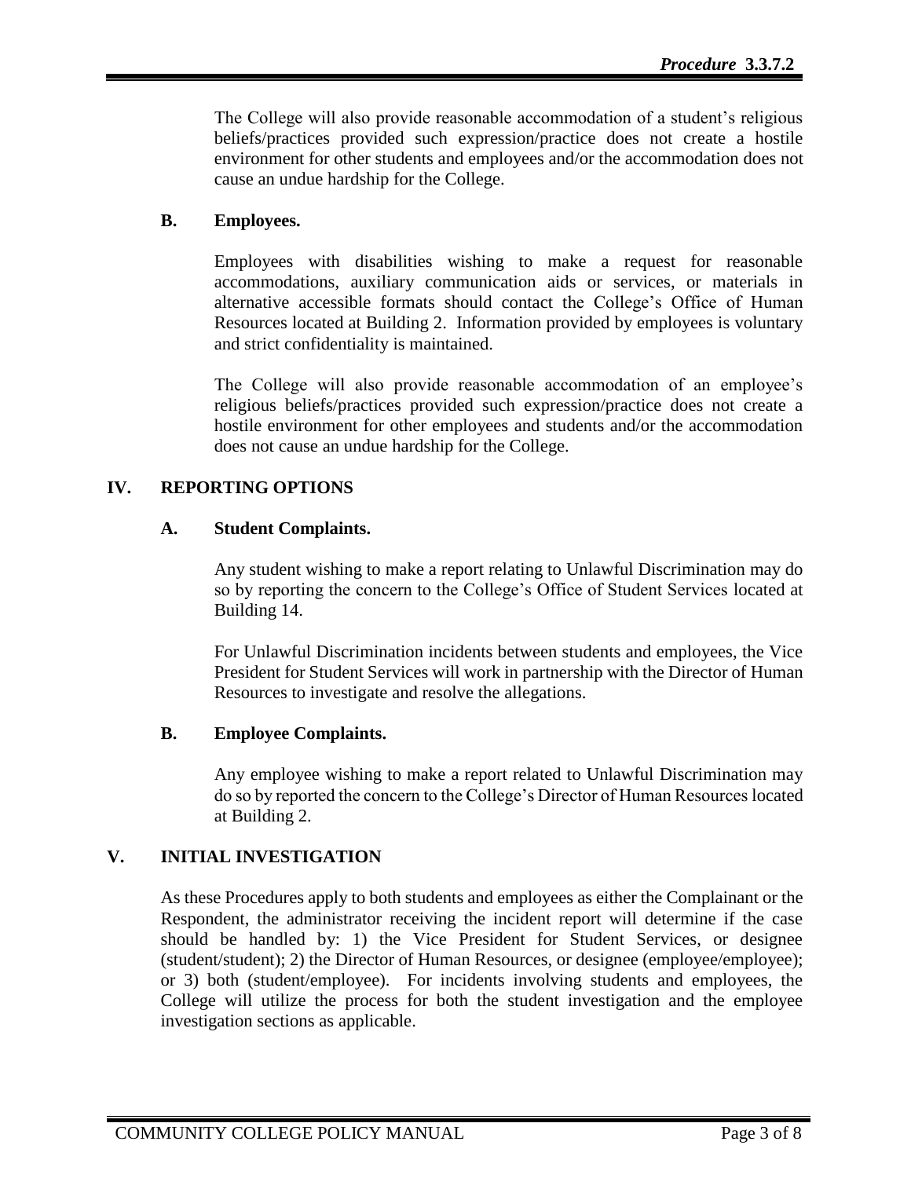The College will also provide reasonable accommodation of a student's religious beliefs/practices provided such expression/practice does not create a hostile environment for other students and employees and/or the accommodation does not cause an undue hardship for the College.

### B. Employees.

Employees with disabilities wishing to make a request for reasonable accommodations, auxiliary communication aids or services, or materials in alternative accessible formats should contact the College's Office of Human Resources located at Building 2. Information provided by employees is voluntary and strict confidentiality is maintained.

The College will also provide reasonable accommodation of an employee's religious beliefs/practices provided such expression/practice does not create a hostile environment for other employees and students and/or the accommodation does not cause an undue hardship for the College.

## IV. REPORTING OPTIONS

### A. Student Complaints.

Any student wishing to make a report relating to Unlawful Discrimination may do so by reporting the concern to the College's Office of Student Services located at Building 14.

For Unlawful Discrimination incidents between students and employees, the Vice President for Student Services will work in partnership with the Director of Human Resources to investigate and resolve the allegations.

### B. Employee Complaints.

Any employee wishing to make a report related to Unlawful Discrimination may do so by reported the concern to the College's Director of Human Resources located at Building 2.

## V. INITIAL INVESTIGATION

As these Procedures apply to both students and employees as either the Complainant or the Respondent, the administrator receiving the incident report will determine if the case should be handled by: 1) the Vice President for Student Services, or designee (student/student); 2) the Director of Human Resources, or designee (employee/employee); or 3) both (student/employee). For incidents involving students and employees, the College will utilize the process for both the student investigation and the employee investigation sections as applicable.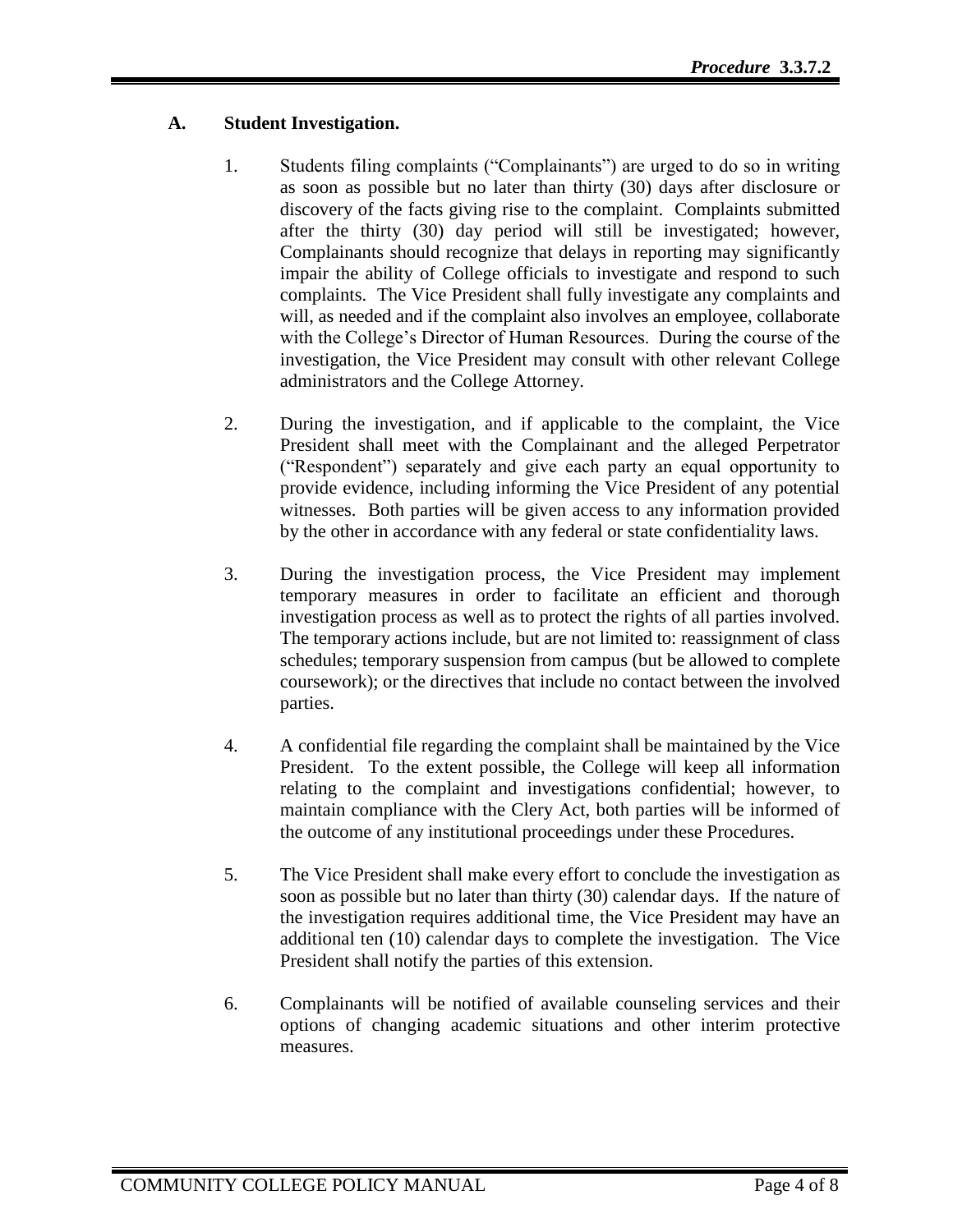## A. Student Investigation.

1. Students filing complaints ("Complainants") are urged to do so in writing as soon as possible but no later than thirty (30) days after disclosure or discovery of the facts giving rise to the complaint. Complaints submitted after the thirty (30) day period will still be investigated; however, Complainants should recognize that delays in reporting may significantly impair the ability of College officials to investigate and respond to such complaints. The Vice President shall fully investigate any complaints and will, as needed and if the complaint also involves an employee, collaborate with the College's Director of Human Resources. During the course of the investigation, the Vice President may consult with other relevant College administrators and the College Attorney.

2. During the investigation, and if applicable to the complaint, the Vice President shall meet with the Complainant and the alleged Perpetrator ("Respondent") separately and give each party an equal opportunity to provide evidence, including informing the Vice President of any potential witnesses. Both parties will be given access to any information provided by the other in accordance with any federal or state confidentiality laws.

3. During the investigation process, the Vice President may implement temporary measures in order to facilitate an efficient and thorough investigation process as well as to protect the rights of all parties involved. The temporary actions include, but are not limited to: reassignment of class schedules; temporary suspension from campus (but be allowed to complete coursework); or the directives that include no contact between the involved parties.

4. A confidential file regarding the complaint shall be maintained by the Vice President. To the extent possible, the College will keep all information relating to the complaint and investigations confidential; however, to maintain compliance with the Clery Act, both parties will be informed of the outcome of any institutional proceedings under these Procedures.

5. The Vice President shall make every effort to conclude the investigation as soon as possible but no later than thirty (30) calendar days. If the nature of the investigation requires additional time, the Vice President may have an additional ten (10) calendar days to complete the investigation. The Vice President shall notify the parties of this extension.

6. Complainants will be notified of available counseling services and their options of changing academic situations and other interim protective measures.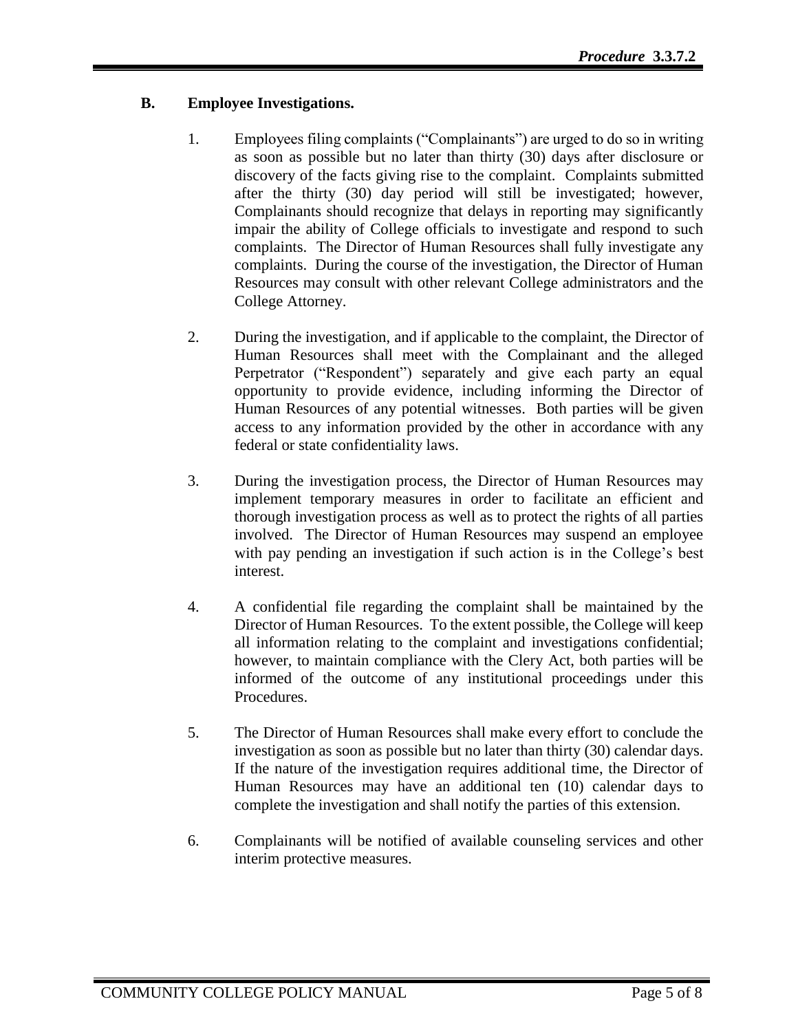## B. Employee Investigations.

1. Employees filing complaints ("Complainants") are urged to do so in writing as soon as possible but no later than thirty (30) days after disclosure or discovery of the facts giving rise to the complaint. Complaints submitted after the thirty (30) day period will still be investigated; however, Complainants should recognize that delays in reporting may significantly impair the ability of College officials to investigate and respond to such complaints. The Director of Human Resources shall fully investigate any complaints. During the course of the investigation, the Director of Human Resources may consult with other relevant College administrators and the College Attorney.

2. During the investigation, and if applicable to the complaint, the Director of Human Resources shall meet with the Complainant and the alleged Perpetrator ("Respondent") separately and give each party an equal opportunity to provide evidence, including informing the Director of Human Resources of any potential witnesses. Both parties will be given access to any information provided by the other in accordance with any federal or state confidentiality laws.

3. During the investigation process, the Director of Human Resources may implement temporary measures in order to facilitate an efficient and thorough investigation process as well as to protect the rights of all parties involved. The Director of Human Resources may suspend an employee with pay pending an investigation if such action is in the College's best interest.

4. A confidential file regarding the complaint shall be maintained by the Director of Human Resources. To the extent possible, the College will keep all information relating to the complaint and investigations confidential; however, to maintain compliance with the Clery Act, both parties will be informed of the outcome of any institutional proceedings under this Procedures.

5. The Director of Human Resources shall make every effort to conclude the investigation as soon as possible but no later than thirty (30) calendar days. If the nature of the investigation requires additional time, the Director of Human Resources may have an additional ten (10) calendar days to complete the investigation and shall notify the parties of this extension.

6. Complainants will be notified of available counseling services and other interim protective measures.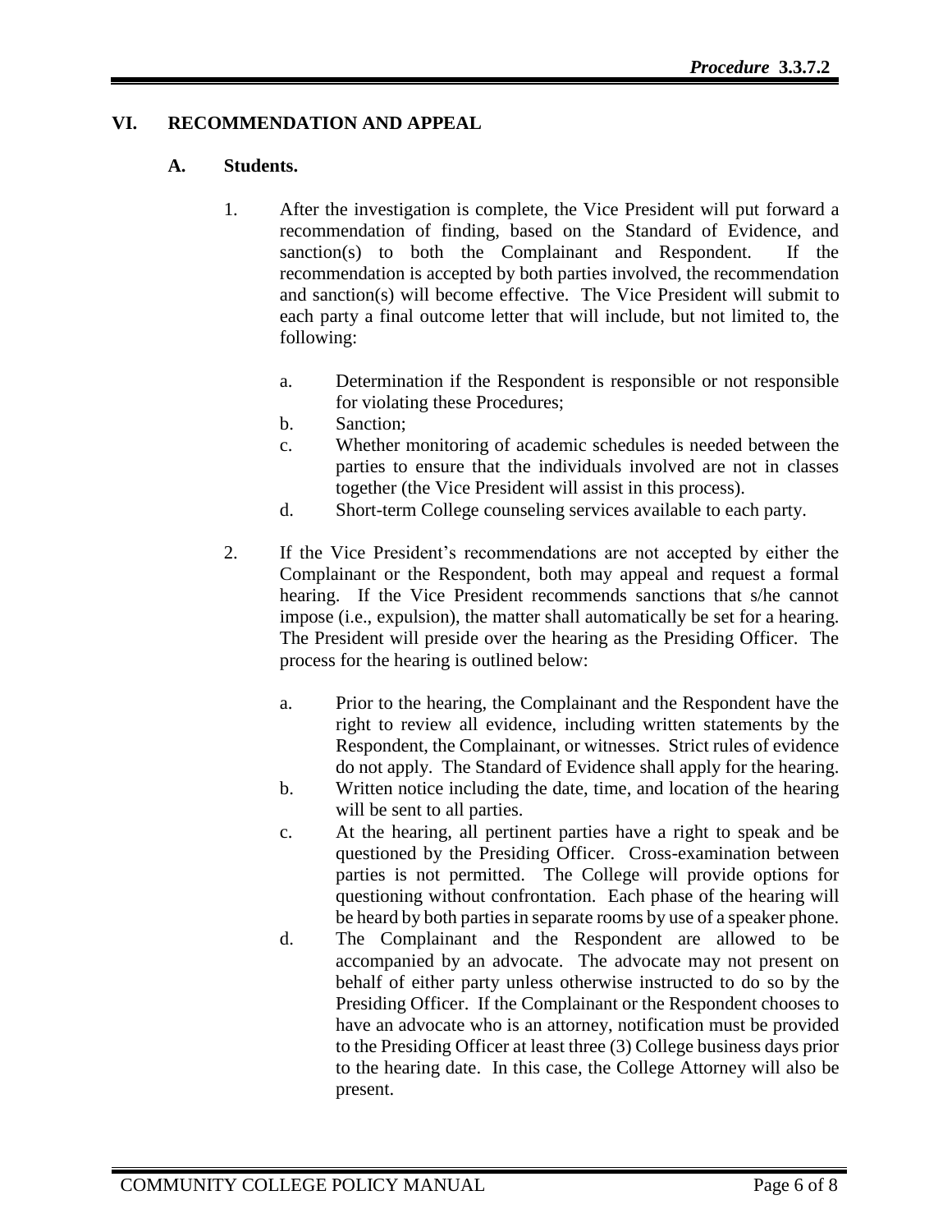## VI. RECOMMENDATION AND APPEAL

### A. Students.

1. After the investigation is complete, the Vice President will put forward a recommendation of finding, based on the Standard of Evidence, and sanction(s) to both the Complainant and Respondent. If the recommendation is accepted by both parties involved, the recommendation and sanction(s) will become effective. The Vice President will submit to each party a final outcome letter that will include, but not limited to, the following:

   a. Determination if the Respondent is responsible or not responsible for violating these Procedures;
   b. Sanction;
   c. Whether monitoring of academic schedules is needed between the parties to ensure that the individuals involved are not in classes together (the Vice President will assist in this process).
   d. Short-term College counseling services available to each party.

2. If the Vice President's recommendations are not accepted by either the Complainant or the Respondent, both may appeal and request a formal hearing. If the Vice President recommends sanctions that s/he cannot impose (i.e., expulsion), the matter shall automatically be set for a hearing. The President will preside over the hearing as the Presiding Officer. The process for the hearing is outlined below:

   a. Prior to the hearing, the Complainant and the Respondent have the right to review all evidence, including written statements by the Respondent, the Complainant, or witnesses. Strict rules of evidence do not apply. The Standard of Evidence shall apply for the hearing.
   b. Written notice including the date, time, and location of the hearing will be sent to all parties.
   c. At the hearing, all pertinent parties have a right to speak and be questioned by the Presiding Officer. Cross-examination between parties is not permitted. The College will provide options for questioning without confrontation. Each phase of the hearing will be heard by both parties in separate rooms by use of a speaker phone.
   d. The Complainant and the Respondent are allowed to be accompanied by an advocate. The advocate may not present on behalf of either party unless otherwise instructed to do so by the Presiding Officer. If the Complainant or the Respondent chooses to have an advocate who is an attorney, notification must be provided to the Presiding Officer at least three (3) College business days prior to the hearing date. In this case, the College Attorney will also be present.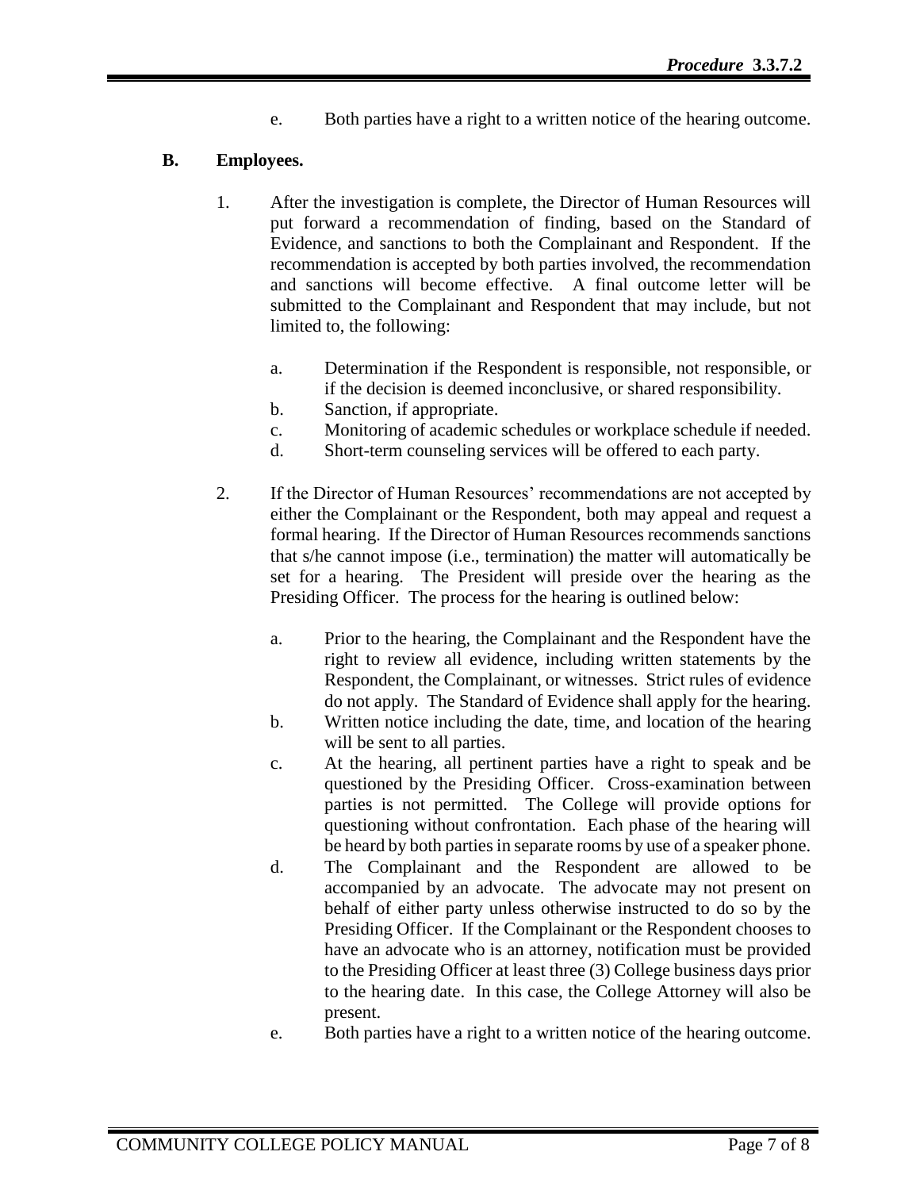e. Both parties have a right to a written notice of the hearing outcome.

**B. Employees.**

1. After the investigation is complete, the Director of Human Resources will put forward a recommendation of finding, based on the Standard of Evidence, and sanctions to both the Complainant and Respondent. If the recommendation is accepted by both parties involved, the recommendation and sanctions will become effective. A final outcome letter will be submitted to the Complainant and Respondent that may include, but not limited to, the following:

   a. Determination if the Respondent is responsible, not responsible, or if the decision is deemed inconclusive, or shared responsibility.
   b. Sanction, if appropriate.
   c. Monitoring of academic schedules or workplace schedule if needed.
   d. Short-term counseling services will be offered to each party.

2. If the Director of Human Resources' recommendations are not accepted by either the Complainant or the Respondent, both may appeal and request a formal hearing. If the Director of Human Resources recommends sanctions that s/he cannot impose (i.e., termination) the matter will automatically be set for a hearing. The President will preside over the hearing as the Presiding Officer. The process for the hearing is outlined below:

   a. Prior to the hearing, the Complainant and the Respondent have the right to review all evidence, including written statements by the Respondent, the Complainant, or witnesses. Strict rules of evidence do not apply. The Standard of Evidence shall apply for the hearing.
   b. Written notice including the date, time, and location of the hearing will be sent to all parties.
   c. At the hearing, all pertinent parties have a right to speak and be questioned by the Presiding Officer. Cross-examination between parties is not permitted. The College will provide options for questioning without confrontation. Each phase of the hearing will be heard by both parties in separate rooms by use of a speaker phone.
   d. The Complainant and the Respondent are allowed to be accompanied by an advocate. The advocate may not present on behalf of either party unless otherwise instructed to do so by the Presiding Officer. If the Complainant or the Respondent chooses to have an advocate who is an attorney, notification must be provided to the Presiding Officer at least three (3) College business days prior to the hearing date. In this case, the College Attorney will also be present.
   e. Both parties have a right to a written notice of the hearing outcome.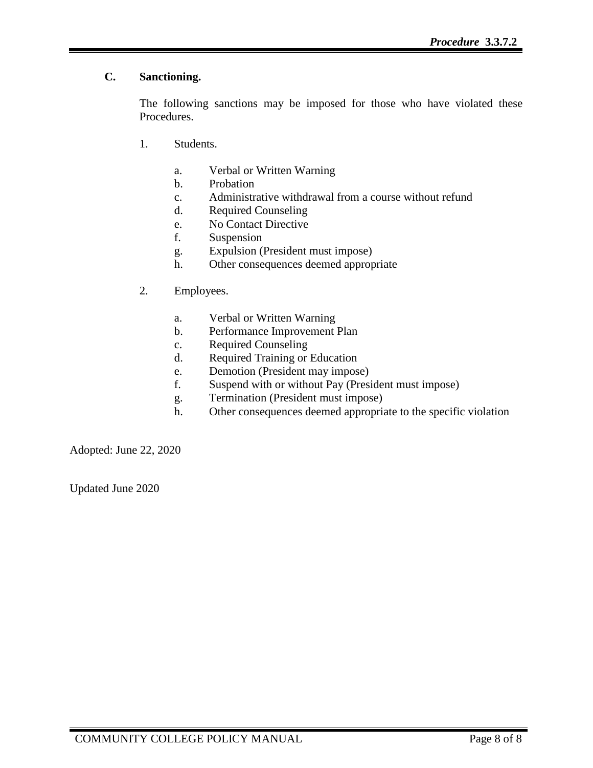**C. Sanctioning.**

The following sanctions may be imposed for those who have violated these Procedures.

1. Students.

   a. Verbal or Written Warning
   b. Probation
   c. Administrative withdrawal from a course without refund
   d. Required Counseling
   e. No Contact Directive
   f. Suspension
   g. Expulsion (President must impose)
   h. Other consequences deemed appropriate

2. Employees.

   a. Verbal or Written Warning
   b. Performance Improvement Plan
   c. Required Counseling
   d. Required Training or Education
   e. Demotion (President may impose)
   f. Suspend with or without Pay (President must impose)
   g. Termination (President must impose)
   h. Other consequences deemed appropriate to the specific violation

Adopted: June 22, 2020

Updated June 2020